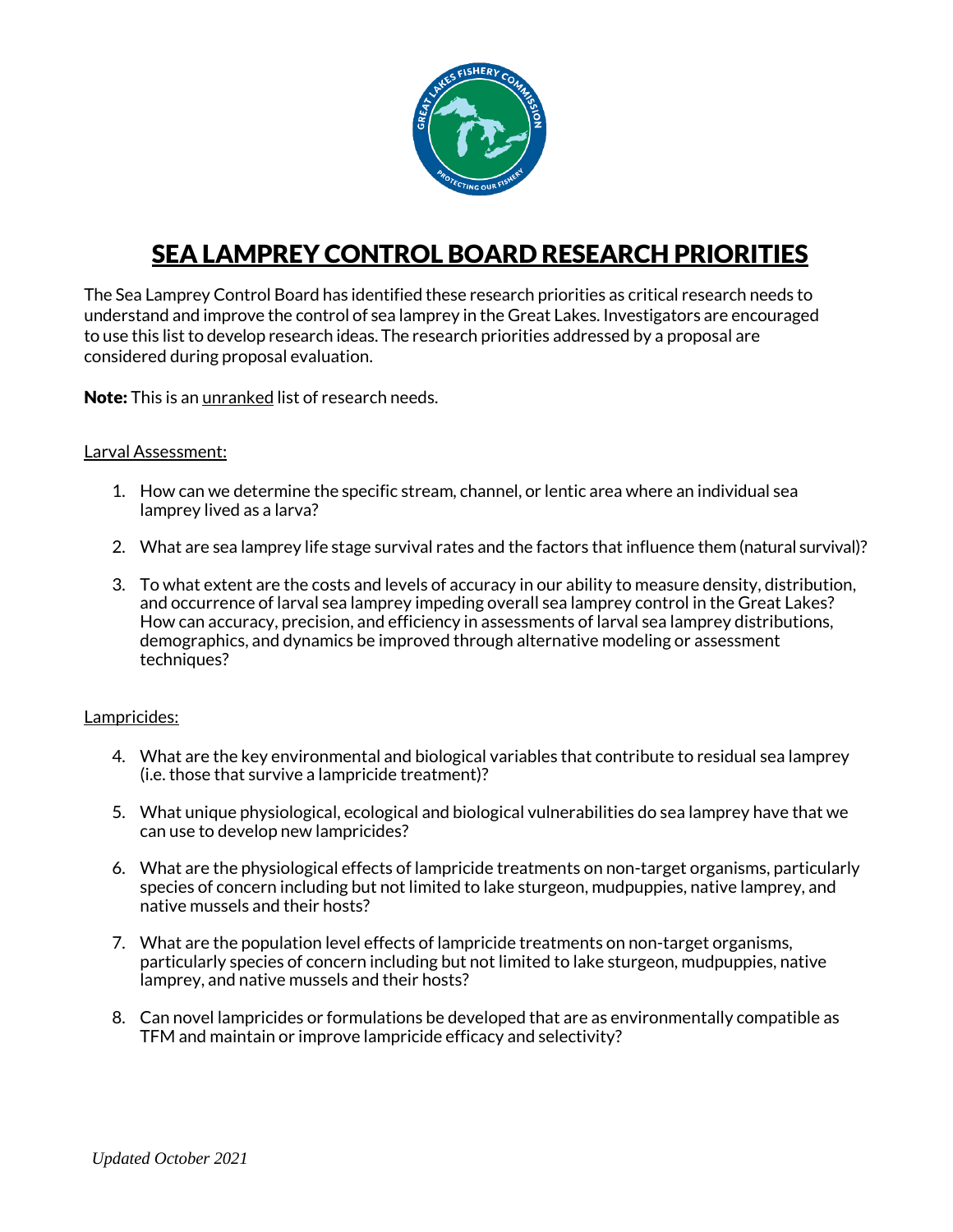# SEA LAMPREY CONTROL BOARD RESEARCH PRIORITIES

The Sea Lamprey Control Board has identified these research priorities as critical research needs to understand and improve the control of sea lamprey in the Great Lakes. Investigators are encouraged to use this list to develop research ideas. The research priorities addressed by a proposal are considered during proposal evaluation.

**Note:** This is an unranked list of research needs.

## Larval Assessment:

1. How can we determine the specific stream, channel, or lentic area where an individual sea lamprey lived as a larva?
2. What are sea lamprey life stage survival rates and the factors that influence them (natural survival)?
3. To what extent are the costs and levels of accuracy in our ability to measure density, distribution, and occurrence of larval sea lamprey impeding overall sea lamprey control in the Great Lakes? How can accuracy, precision, and efficiency in assessments of larval sea lamprey distributions, demographics, and dynamics be improved through alternative modeling or assessment techniques?

## Lampricides:

4. What are the key environmental and biological variables that contribute to residual sea lamprey (i.e. those that survive a lampricide treatment)?
5. What unique physiological, ecological and biological vulnerabilities do sea lamprey have that we can use to develop new lampricides?
6. What are the physiological effects of lampricide treatments on non-target organisms, particularly species of concern including but not limited to lake sturgeon, mudpuppies, native lamprey, and native mussels and their hosts?
7. What are the population level effects of lampricide treatments on non-target organisms, particularly species of concern including but not limited to lake sturgeon, mudpuppies, native lamprey, and native mussels and their hosts?
8. Can novel lampricides or formulations be developed that are as environmentally compatible as TFM and maintain or improve lampricide efficacy and selectivity?

*Updated October 2021*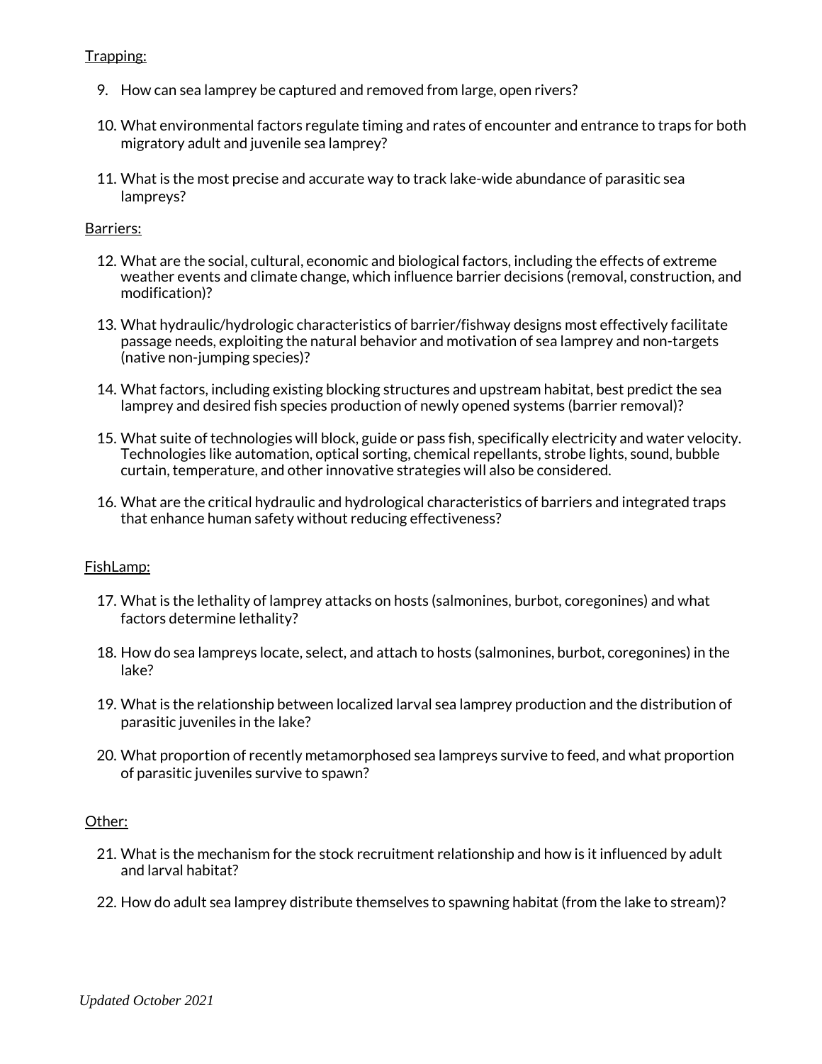Trapping:

9. How can sea lamprey be captured and removed from large, open rivers?
10. What environmental factors regulate timing and rates of encounter and entrance to traps for both migratory adult and juvenile sea lamprey?
11. What is the most precise and accurate way to track lake-wide abundance of parasitic sea lampreys?

Barriers:

12. What are the social, cultural, economic and biological factors, including the effects of extreme weather events and climate change, which influence barrier decisions (removal, construction, and modification)?
13. What hydraulic/hydrologic characteristics of barrier/fishway designs most effectively facilitate passage needs, exploiting the natural behavior and motivation of sea lamprey and non-targets (native non-jumping species)?
14. What factors, including existing blocking structures and upstream habitat, best predict the sea lamprey and desired fish species production of newly opened systems (barrier removal)?
15. What suite of technologies will block, guide or pass fish, specifically electricity and water velocity. Technologies like automation, optical sorting, chemical repellants, strobe lights, sound, bubble curtain, temperature, and other innovative strategies will also be considered.
16. What are the critical hydraulic and hydrological characteristics of barriers and integrated traps that enhance human safety without reducing effectiveness?

FishLamp:

17. What is the lethality of lamprey attacks on hosts (salmonines, burbot, coregonines) and what factors determine lethality?
18. How do sea lampreys locate, select, and attach to hosts (salmonines, burbot, coregonines) in the lake?
19. What is the relationship between localized larval sea lamprey production and the distribution of parasitic juveniles in the lake?
20. What proportion of recently metamorphosed sea lampreys survive to feed, and what proportion of parasitic juveniles survive to spawn?

Other:

21. What is the mechanism for the stock recruitment relationship and how is it influenced by adult and larval habitat?
22. How do adult sea lamprey distribute themselves to spawning habitat (from the lake to stream)?

*Updated October 2021*